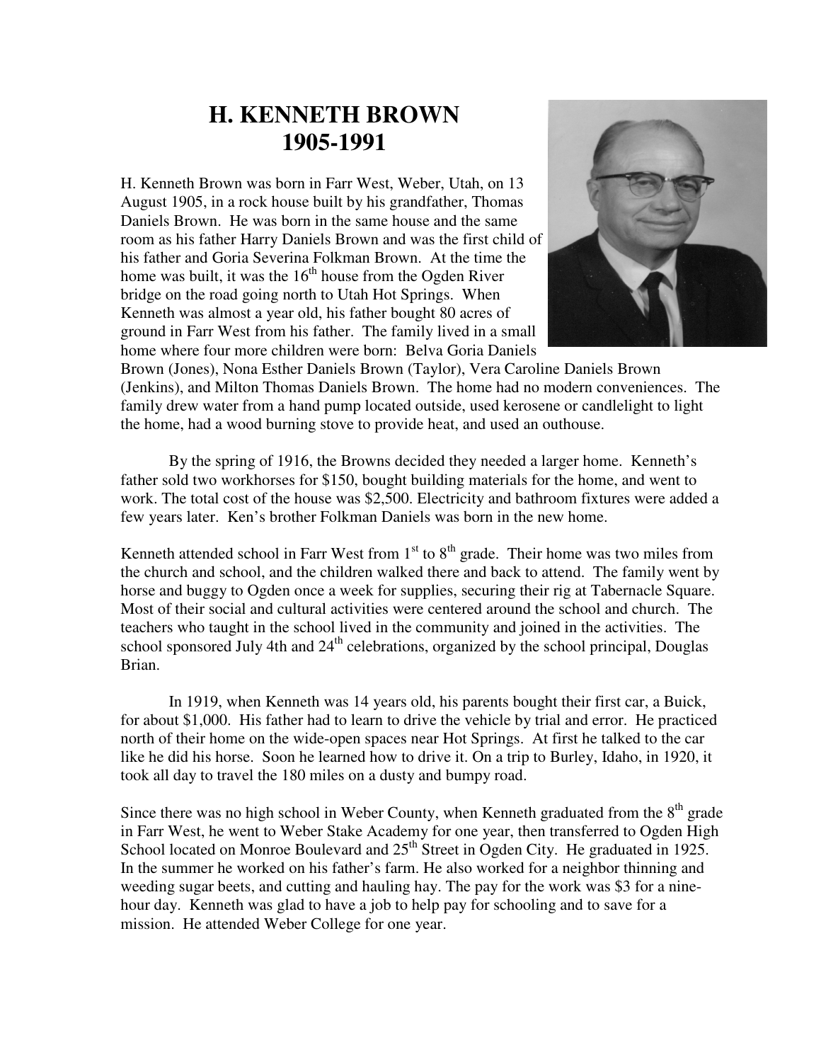# H. KENNETH BROWN
# 1905-1991

H. Kenneth Brown was born in Farr West, Weber, Utah, on 13 August 1905, in a rock house built by his grandfather, Thomas Daniels Brown. He was born in the same house and the same room as his father Harry Daniels Brown and was the first child of his father and Goria Severina Folkman Brown. At the time the home was built, it was the 16th house from the Ogden River bridge on the road going north to Utah Hot Springs. When Kenneth was almost a year old, his father bought 80 acres of ground in Farr West from his father. The family lived in a small home where four more children were born: Belva Goria Daniels Brown (Jones), Nona Esther Daniels Brown (Taylor), Vera Caroline Daniels Brown (Jenkins), and Milton Thomas Daniels Brown. The home had no modern conveniences. The family drew water from a hand pump located outside, used kerosene or candlelight to light the home, had a wood burning stove to provide heat, and used an outhouse.

By the spring of 1916, the Browns decided they needed a larger home. Kenneth's father sold two workhorses for $150, bought building materials for the home, and went to work. The total cost of the house was $2,500. Electricity and bathroom fixtures were added a few years later. Ken's brother Folkman Daniels was born in the new home.

Kenneth attended school in Farr West from 1st to 8th grade. Their home was two miles from the church and school, and the children walked there and back to attend. The family went by horse and buggy to Ogden once a week for supplies, securing their rig at Tabernacle Square. Most of their social and cultural activities were centered around the school and church. The teachers who taught in the school lived in the community and joined in the activities. The school sponsored July 4th and 24th celebrations, organized by the school principal, Douglas Brian.

In 1919, when Kenneth was 14 years old, his parents bought their first car, a Buick, for about $1,000. His father had to learn to drive the vehicle by trial and error. He practiced north of their home on the wide-open spaces near Hot Springs. At first he talked to the car like he did his horse. Soon he learned how to drive it. On a trip to Burley, Idaho, in 1920, it took all day to travel the 180 miles on a dusty and bumpy road.

Since there was no high school in Weber County, when Kenneth graduated from the 8th grade in Farr West, he went to Weber Stake Academy for one year, then transferred to Ogden High School located on Monroe Boulevard and 25th Street in Ogden City. He graduated in 1925. In the summer he worked on his father's farm. He also worked for a neighbor thinning and weeding sugar beets, and cutting and hauling hay. The pay for the work was $3 for a nine-hour day. Kenneth was glad to have a job to help pay for schooling and to save for a mission. He attended Weber College for one year.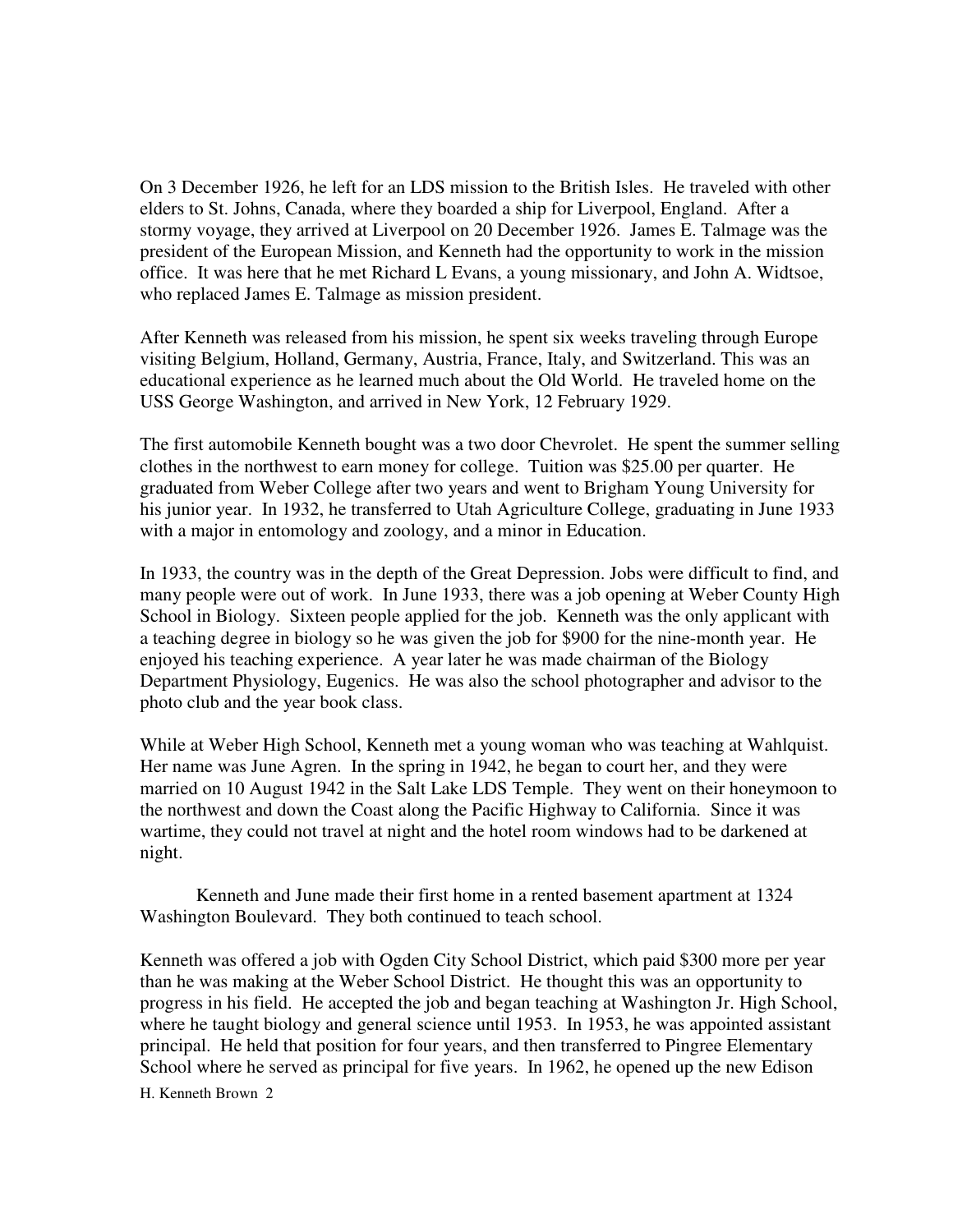On 3 December 1926, he left for an LDS mission to the British Isles. He traveled with other elders to St. Johns, Canada, where they boarded a ship for Liverpool, England. After a stormy voyage, they arrived at Liverpool on 20 December 1926. James E. Talmage was the president of the European Mission, and Kenneth had the opportunity to work in the mission office. It was here that he met Richard L Evans, a young missionary, and John A. Widtsoe, who replaced James E. Talmage as mission president.

After Kenneth was released from his mission, he spent six weeks traveling through Europe visiting Belgium, Holland, Germany, Austria, France, Italy, and Switzerland. This was an educational experience as he learned much about the Old World. He traveled home on the USS George Washington, and arrived in New York, 12 February 1929.

The first automobile Kenneth bought was a two door Chevrolet. He spent the summer selling clothes in the northwest to earn money for college. Tuition was $25.00 per quarter. He graduated from Weber College after two years and went to Brigham Young University for his junior year. In 1932, he transferred to Utah Agriculture College, graduating in June 1933 with a major in entomology and zoology, and a minor in Education.

In 1933, the country was in the depth of the Great Depression. Jobs were difficult to find, and many people were out of work. In June 1933, there was a job opening at Weber County High School in Biology. Sixteen people applied for the job. Kenneth was the only applicant with a teaching degree in biology so he was given the job for $900 for the nine-month year. He enjoyed his teaching experience. A year later he was made chairman of the Biology Department Physiology, Eugenics. He was also the school photographer and advisor to the photo club and the year book class.

While at Weber High School, Kenneth met a young woman who was teaching at Wahlquist. Her name was June Agren. In the spring in 1942, he began to court her, and they were married on 10 August 1942 in the Salt Lake LDS Temple. They went on their honeymoon to the northwest and down the Coast along the Pacific Highway to California. Since it was wartime, they could not travel at night and the hotel room windows had to be darkened at night.

Kenneth and June made their first home in a rented basement apartment at 1324 Washington Boulevard. They both continued to teach school.

Kenneth was offered a job with Ogden City School District, which paid $300 more per year than he was making at the Weber School District. He thought this was an opportunity to progress in his field. He accepted the job and began teaching at Washington Jr. High School, where he taught biology and general science until 1953. In 1953, he was appointed assistant principal. He held that position for four years, and then transferred to Pingree Elementary School where he served as principal for five years. In 1962, he opened up the new Edison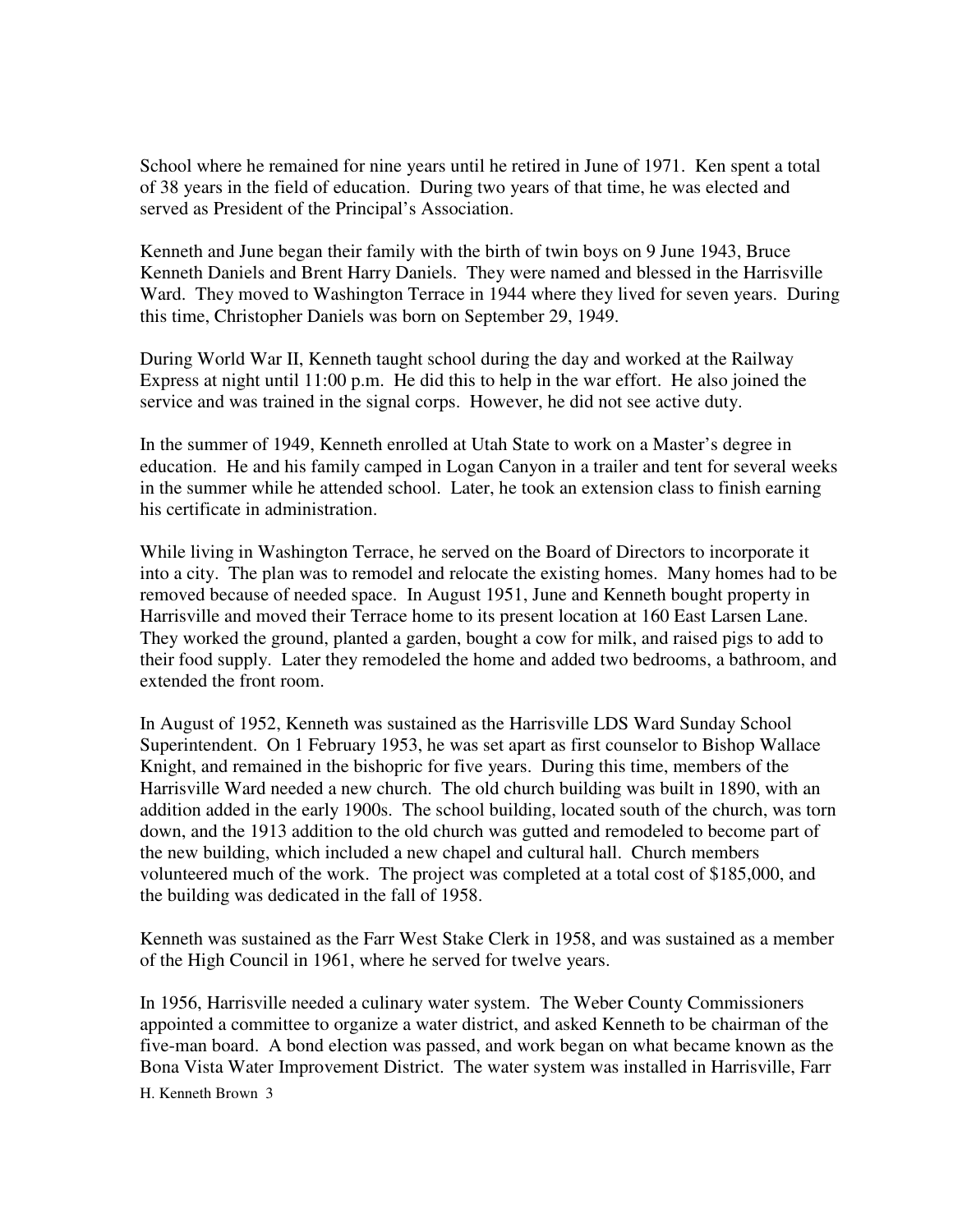School where he remained for nine years until he retired in June of 1971. Ken spent a total of 38 years in the field of education. During two years of that time, he was elected and served as President of the Principal's Association.

Kenneth and June began their family with the birth of twin boys on 9 June 1943, Bruce Kenneth Daniels and Brent Harry Daniels. They were named and blessed in the Harrisville Ward. They moved to Washington Terrace in 1944 where they lived for seven years. During this time, Christopher Daniels was born on September 29, 1949.

During World War II, Kenneth taught school during the day and worked at the Railway Express at night until 11:00 p.m. He did this to help in the war effort. He also joined the service and was trained in the signal corps. However, he did not see active duty.

In the summer of 1949, Kenneth enrolled at Utah State to work on a Master's degree in education. He and his family camped in Logan Canyon in a trailer and tent for several weeks in the summer while he attended school. Later, he took an extension class to finish earning his certificate in administration.

While living in Washington Terrace, he served on the Board of Directors to incorporate it into a city. The plan was to remodel and relocate the existing homes. Many homes had to be removed because of needed space. In August 1951, June and Kenneth bought property in Harrisville and moved their Terrace home to its present location at 160 East Larsen Lane. They worked the ground, planted a garden, bought a cow for milk, and raised pigs to add to their food supply. Later they remodeled the home and added two bedrooms, a bathroom, and extended the front room.

In August of 1952, Kenneth was sustained as the Harrisville LDS Ward Sunday School Superintendent. On 1 February 1953, he was set apart as first counselor to Bishop Wallace Knight, and remained in the bishopric for five years. During this time, members of the Harrisville Ward needed a new church. The old church building was built in 1890, with an addition added in the early 1900s. The school building, located south of the church, was torn down, and the 1913 addition to the old church was gutted and remodeled to become part of the new building, which included a new chapel and cultural hall. Church members volunteered much of the work. The project was completed at a total cost of $185,000, and the building was dedicated in the fall of 1958.

Kenneth was sustained as the Farr West Stake Clerk in 1958, and was sustained as a member of the High Council in 1961, where he served for twelve years.

In 1956, Harrisville needed a culinary water system. The Weber County Commissioners appointed a committee to organize a water district, and asked Kenneth to be chairman of the five-man board. A bond election was passed, and work began on what became known as the Bona Vista Water Improvement District. The water system was installed in Harrisville, Farr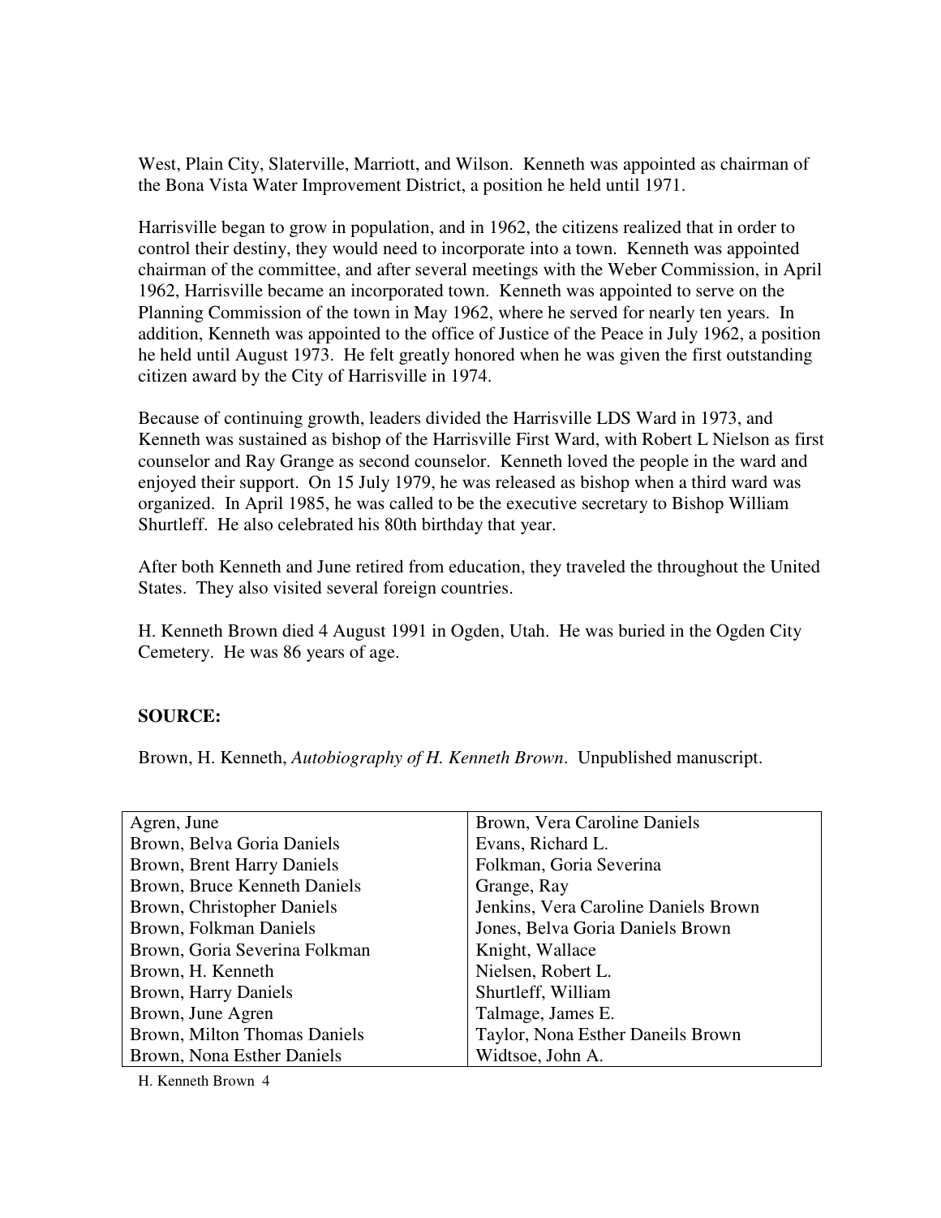West, Plain City, Slaterville, Marriott, and Wilson. Kenneth was appointed as chairman of the Bona Vista Water Improvement District, a position he held until 1971.

Harrisville began to grow in population, and in 1962, the citizens realized that in order to control their destiny, they would need to incorporate into a town. Kenneth was appointed chairman of the committee, and after several meetings with the Weber Commission, in April 1962, Harrisville became an incorporated town. Kenneth was appointed to serve on the Planning Commission of the town in May 1962, where he served for nearly ten years. In addition, Kenneth was appointed to the office of Justice of the Peace in July 1962, a position he held until August 1973. He felt greatly honored when he was given the first outstanding citizen award by the City of Harrisville in 1974.

Because of continuing growth, leaders divided the Harrisville LDS Ward in 1973, and Kenneth was sustained as bishop of the Harrisville First Ward, with Robert L Nielson as first counselor and Ray Grange as second counselor. Kenneth loved the people in the ward and enjoyed their support. On 15 July 1979, he was released as bishop when a third ward was organized. In April 1985, he was called to be the executive secretary to Bishop William Shurtleff. He also celebrated his 80th birthday that year.

After both Kenneth and June retired from education, they traveled the throughout the United States. They also visited several foreign countries.

H. Kenneth Brown died 4 August 1991 in Ogden, Utah. He was buried in the Ogden City Cemetery. He was 86 years of age.

**SOURCE:**

Brown, H. Kenneth, *Autobiography of H. Kenneth Brown*. Unpublished manuscript.

| | |
|---|---|
| Agren, June | Brown, Vera Caroline Daniels |
| Brown, Belva Goria Daniels | Evans, Richard L. |
| Brown, Brent Harry Daniels | Folkman, Goria Severina |
| Brown, Bruce Kenneth Daniels | Grange, Ray |
| Brown, Christopher Daniels | Jenkins, Vera Caroline Daniels Brown |
| Brown, Folkman Daniels | Jones, Belva Goria Daniels Brown |
| Brown, Goria Severina Folkman | Knight, Wallace |
| Brown, H. Kenneth | Nielsen, Robert L. |
| Brown, Harry Daniels | Shurtleff, William |
| Brown, June Agren | Talmage, James E. |
| Brown, Milton Thomas Daniels | Taylor, Nona Esther Daneils Brown |
| Brown, Nona Esther Daniels | Widtsoe, John A. |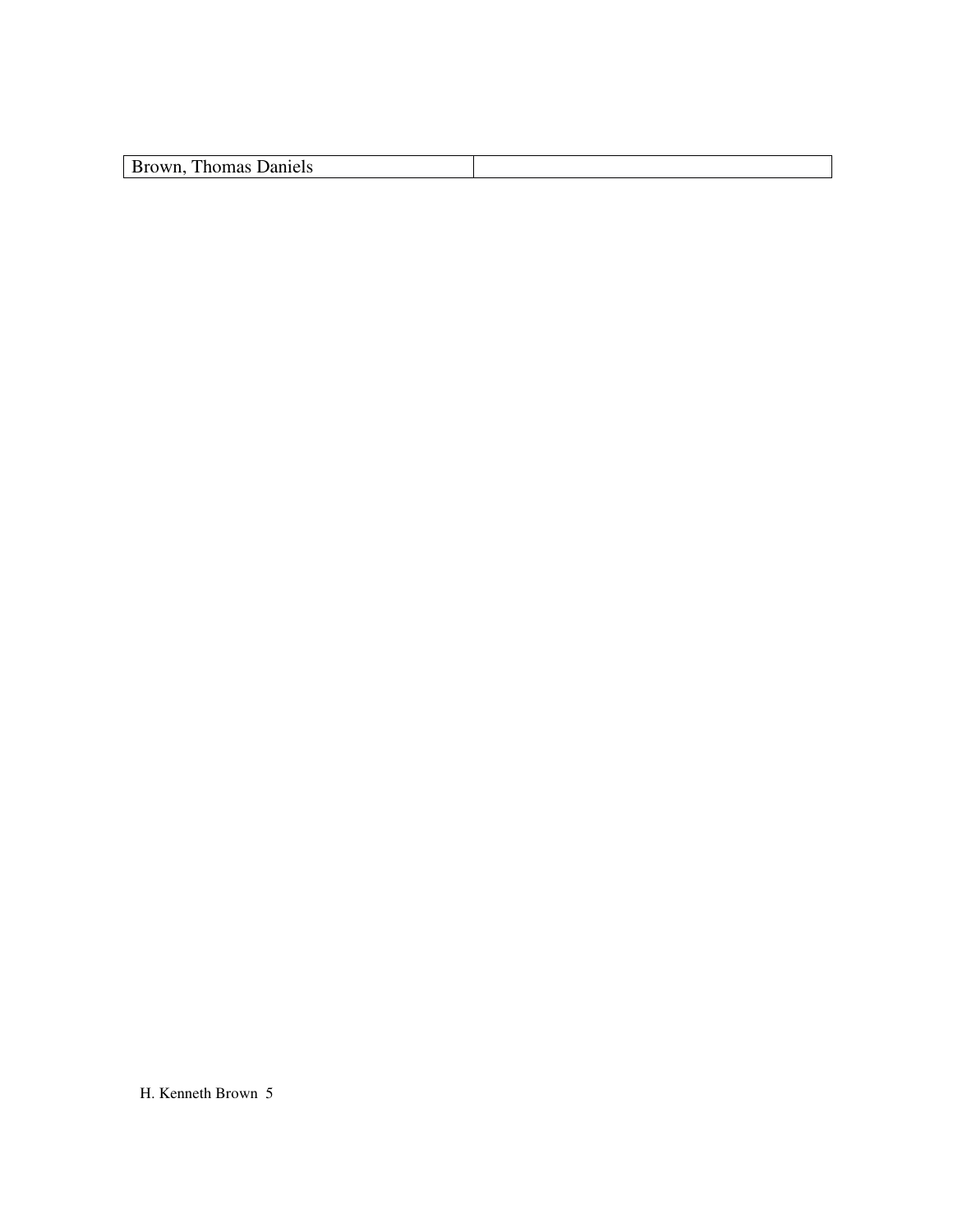| | |
|---|---|
| Brown, Thomas Daniels | |